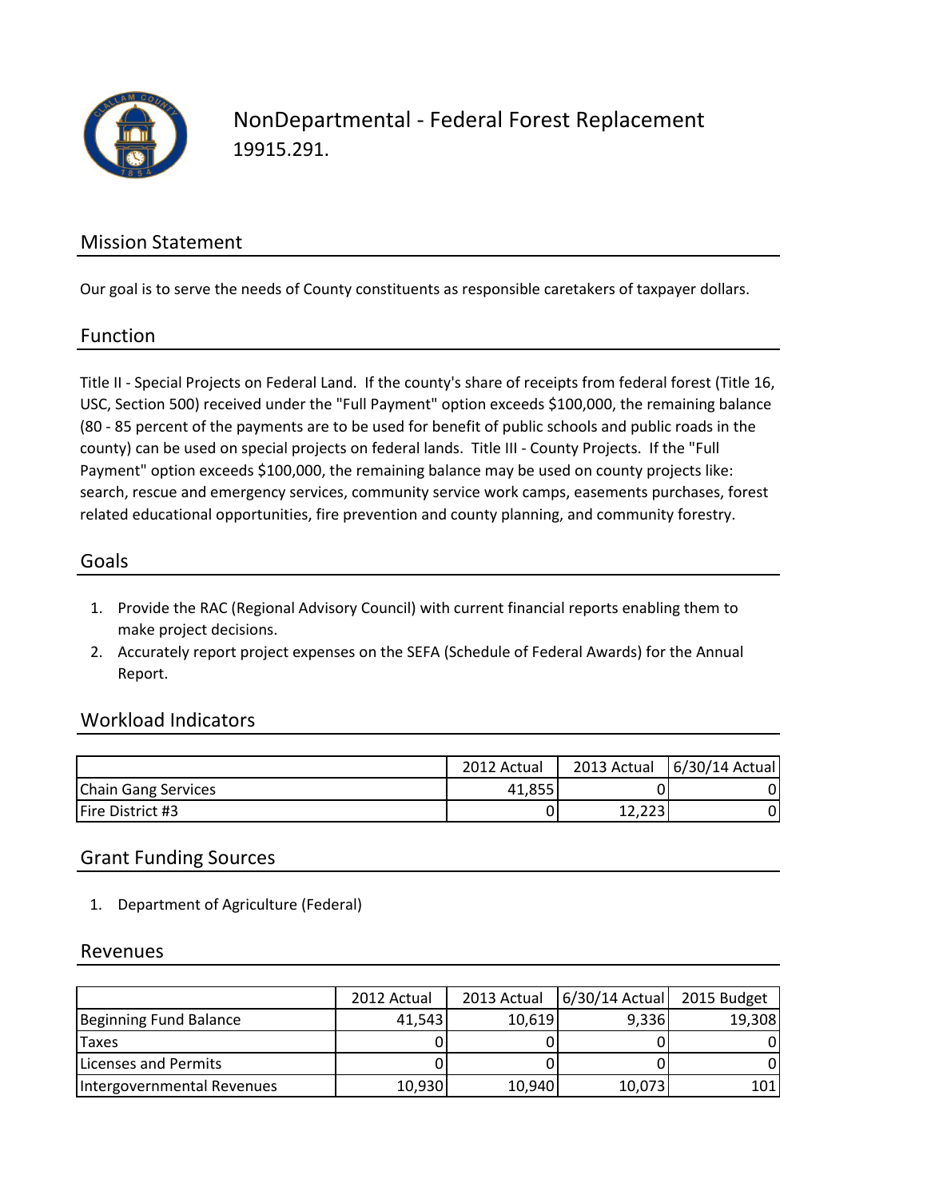# NonDepartmental - Federal Forest Replacement

19915.291.

## Mission Statement

Our goal is to serve the needs of County constituents as responsible caretakers of taxpayer dollars.

## Function

Title II - Special Projects on Federal Land. If the county's share of receipts from federal forest (Title 16, USC, Section 500) received under the "Full Payment" option exceeds $100,000, the remaining balance (80 - 85 percent of the payments are to be used for benefit of public schools and public roads in the county) can be used on special projects on federal lands. Title III - County Projects. If the "Full Payment" option exceeds $100,000, the remaining balance may be used on county projects like: search, rescue and emergency services, community service work camps, easements purchases, forest related educational opportunities, fire prevention and county planning, and community forestry.

## Goals

1. Provide the RAC (Regional Advisory Council) with current financial reports enabling them to make project decisions.
2. Accurately report project expenses on the SEFA (Schedule of Federal Awards) for the Annual Report.

## Workload Indicators

| | 2012 Actual | 2013 Actual | 6/30/14 Actual |
|---|---|---|---|
| Chain Gang Services | 41,855 | 0 | 0 |
| Fire District #3 | 0 | 12,223 | 0 |

## Grant Funding Sources

1. Department of Agriculture (Federal)

## Revenues

| | 2012 Actual | 2013 Actual | 6/30/14 Actual | 2015 Budget |
|---|---|---|---|---|
| Beginning Fund Balance | 41,543 | 10,619 | 9,336 | 19,308 |
| Taxes | 0 | 0 | 0 | 0 |
| Licenses and Permits | 0 | 0 | 0 | 0 |
| Intergovernmental Revenues | 10,930 | 10,940 | 10,073 | 101 |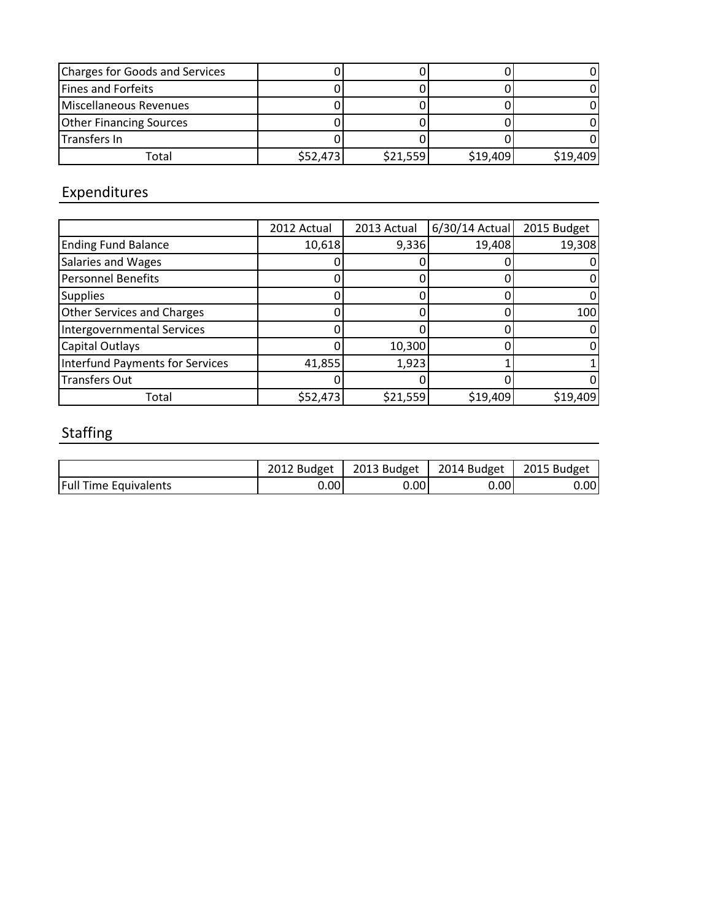| | | | | |
|---|---|---|---|---|
| Charges for Goods and Services | 0 | 0 | 0 | 0 |
| Fines and Forfeits | 0 | 0 | 0 | 0 |
| Miscellaneous Revenues | 0 | 0 | 0 | 0 |
| Other Financing Sources | 0 | 0 | 0 | 0 |
| Transfers In | 0 | 0 | 0 | 0 |
| Total | $52,473 | $21,559 | $19,409 | $19,409 |

## Expenditures

| | 2012 Actual | 2013 Actual | 6/30/14 Actual | 2015 Budget |
|---|---|---|---|---|
| Ending Fund Balance | 10,618 | 9,336 | 19,408 | 19,308 |
| Salaries and Wages | 0 | 0 | 0 | 0 |
| Personnel Benefits | 0 | 0 | 0 | 0 |
| Supplies | 0 | 0 | 0 | 0 |
| Other Services and Charges | 0 | 0 | 0 | 100 |
| Intergovernmental Services | 0 | 0 | 0 | 0 |
| Capital Outlays | 0 | 10,300 | 0 | 0 |
| Interfund Payments for Services | 41,855 | 1,923 | 1 | 1 |
| Transfers Out | 0 | 0 | 0 | 0 |
| Total | $52,473 | $21,559 | $19,409 | $19,409 |

## Staffing

| | 2012 Budget | 2013 Budget | 2014 Budget | 2015 Budget |
|---|---|---|---|---|
| Full Time Equivalents | 0.00 | 0.00 | 0.00 | 0.00 |